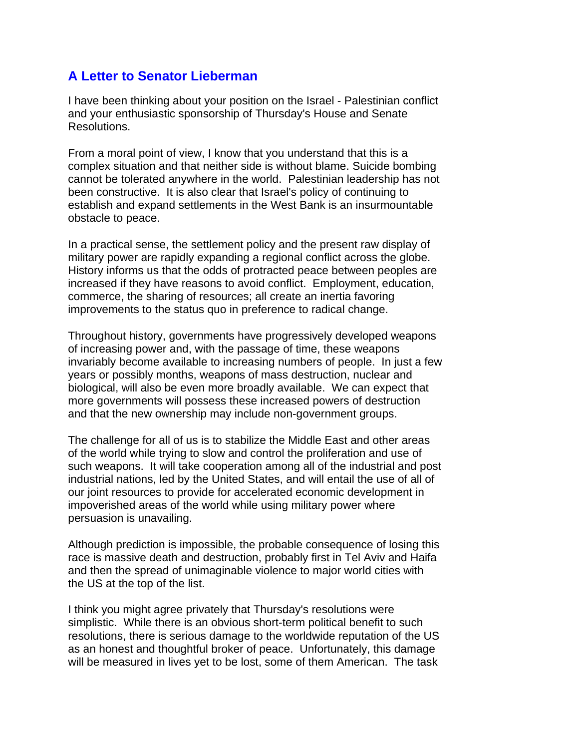## A Letter to Senator Lieberman

I have been thinking about your position on the Israel - Palestinian conflict and your enthusiastic sponsorship of Thursday's House and Senate Resolutions.

From a moral point of view, I know that you understand that this is a complex situation and that neither side is without blame. Suicide bombing cannot be tolerated anywhere in the world. Palestinian leadership has not been constructive. It is also clear that Israel's policy of continuing to establish and expand settlements in the West Bank is an insurmountable obstacle to peace.

In a practical sense, the settlement policy and the present raw display of military power are rapidly expanding a regional conflict across the globe. History informs us that the odds of protracted peace between peoples are increased if they have reasons to avoid conflict. Employment, education, commerce, the sharing of resources; all create an inertia favoring improvements to the status quo in preference to radical change.

Throughout history, governments have progressively developed weapons of increasing power and, with the passage of time, these weapons invariably become available to increasing numbers of people. In just a few years or possibly months, weapons of mass destruction, nuclear and biological, will also be even more broadly available. We can expect that more governments will possess these increased powers of destruction and that the new ownership may include non-government groups.

The challenge for all of us is to stabilize the Middle East and other areas of the world while trying to slow and control the proliferation and use of such weapons. It will take cooperation among all of the industrial and post industrial nations, led by the United States, and will entail the use of all of our joint resources to provide for accelerated economic development in impoverished areas of the world while using military power where persuasion is unavailing.

Although prediction is impossible, the probable consequence of losing this race is massive death and destruction, probably first in Tel Aviv and Haifa and then the spread of unimaginable violence to major world cities with the US at the top of the list.

I think you might agree privately that Thursday's resolutions were simplistic. While there is an obvious short-term political benefit to such resolutions, there is serious damage to the worldwide reputation of the US as an honest and thoughtful broker of peace. Unfortunately, this damage will be measured in lives yet to be lost, some of them American. The task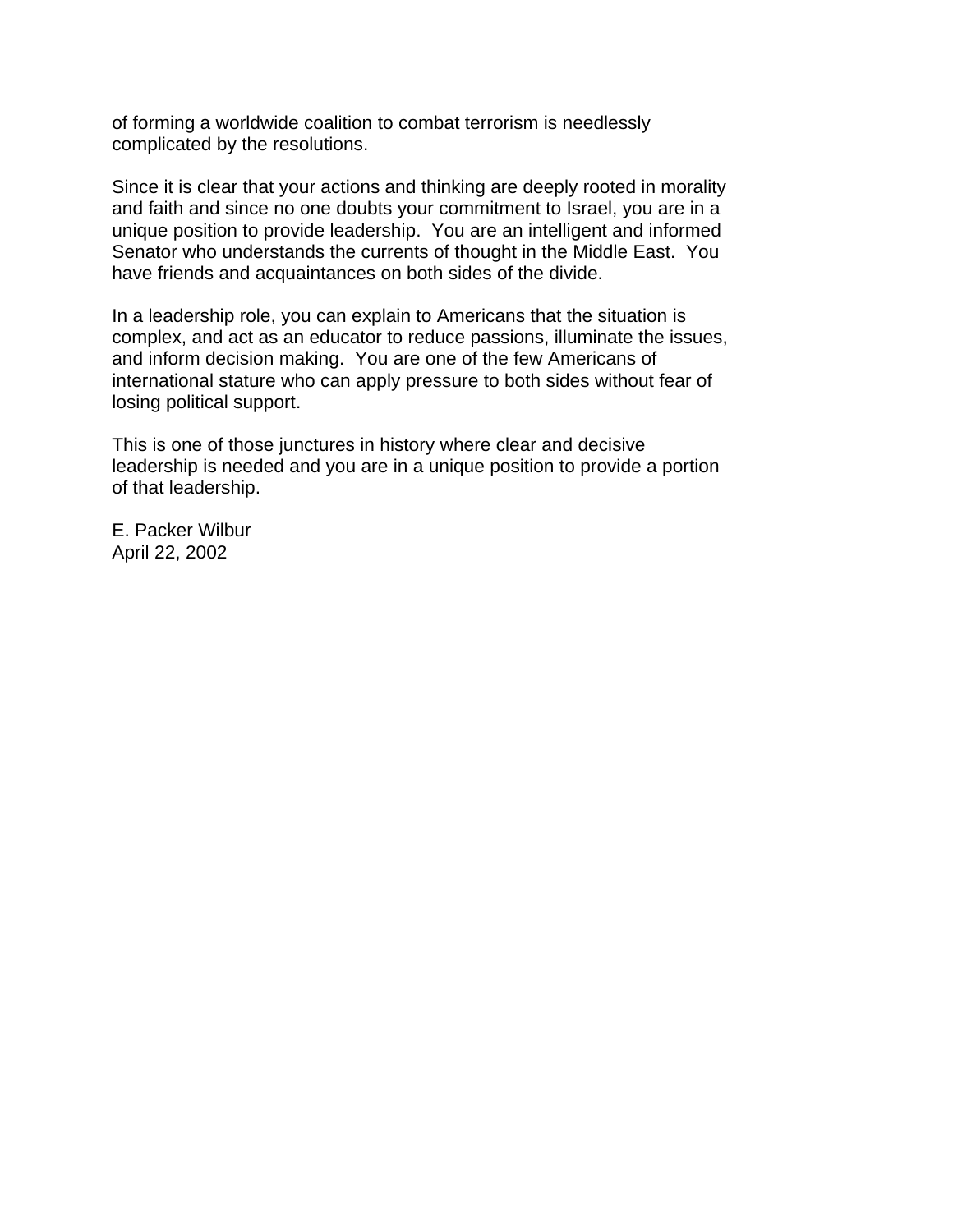of forming a worldwide coalition to combat terrorism is needlessly complicated by the resolutions.

Since it is clear that your actions and thinking are deeply rooted in morality and faith and since no one doubts your commitment to Israel, you are in a unique position to provide leadership. You are an intelligent and informed Senator who understands the currents of thought in the Middle East. You have friends and acquaintances on both sides of the divide.

In a leadership role, you can explain to Americans that the situation is complex, and act as an educator to reduce passions, illuminate the issues, and inform decision making. You are one of the few Americans of international stature who can apply pressure to both sides without fear of losing political support.

This is one of those junctures in history where clear and decisive leadership is needed and you are in a unique position to provide a portion of that leadership.

E. Packer Wilbur
April 22, 2002